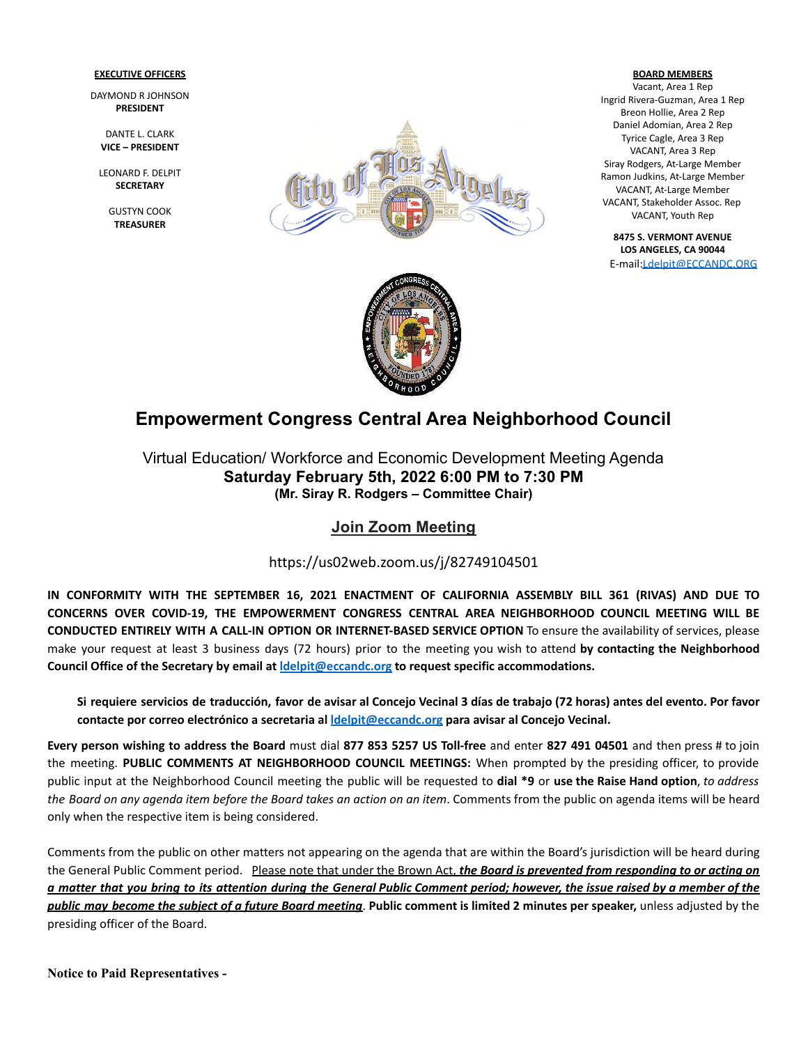**EXECUTIVE OFFICERS**

DAYMOND R JOHNSON
**PRESIDENT**

DANTE L. CLARK
**VICE – PRESIDENT**

LEONARD F. DELPIT
**SECRETARY**

GUSTYN COOK
**TREASURER**

**BOARD MEMBERS**

Vacant, Area 1 Rep
Ingrid Rivera-Guzman, Area 1 Rep
Breon Hollie, Area 2 Rep
Daniel Adomian, Area 2 Rep
Tyrice Cagle, Area 3 Rep
VACANT, Area 3 Rep
Siray Rodgers, At-Large Member
Ramon Judkins, At-Large Member
VACANT, At-Large Member
VACANT, Stakeholder Assoc. Rep
VACANT, Youth Rep

**8475 S. VERMONT AVENUE**
**LOS ANGELES, CA 90044**
E-mail:Ldelpit@ECCANDC.ORG

# Empowerment Congress Central Area Neighborhood Council

Virtual Education/ Workforce and Economic Development Meeting Agenda
**Saturday February 5th, 2022 6:00 PM to 7:30 PM**
**(Mr. Siray R. Rodgers – Committee Chair)**

## Join Zoom Meeting

https://us02web.zoom.us/j/82749104501

**IN CONFORMITY WITH THE SEPTEMBER 16, 2021 ENACTMENT OF CALIFORNIA ASSEMBLY BILL 361 (RIVAS) AND DUE TO CONCERNS OVER COVID-19, THE EMPOWERMENT CONGRESS CENTRAL AREA NEIGHBORHOOD COUNCIL MEETING WILL BE CONDUCTED ENTIRELY WITH A CALL-IN OPTION OR INTERNET-BASED SERVICE OPTION** To ensure the availability of services, please make your request at least 3 business days (72 hours) prior to the meeting you wish to attend **by contacting the Neighborhood Council Office of the Secretary by email at ldelpit@eccandc.org to request specific accommodations.**

**Si requiere servicios de traducción, favor de avisar al Concejo Vecinal 3 días de trabajo (72 horas) antes del evento. Por favor contacte por correo electrónico a secretaria al ldelpit@eccandc.org para avisar al Concejo Vecinal.**

**Every person wishing to address the Board** must dial **877 853 5257 US Toll-free** and enter **827 491 04501** and then press # to join the meeting. **PUBLIC COMMENTS AT NEIGHBORHOOD COUNCIL MEETINGS:** When prompted by the presiding officer, to provide public input at the Neighborhood Council meeting the public will be requested to **dial *9** or **use the Raise Hand option**, *to address the Board on any agenda item before the Board takes an action on an item*. Comments from the public on agenda items will be heard only when the respective item is being considered.

Comments from the public on other matters not appearing on the agenda that are within the Board's jurisdiction will be heard during the General Public Comment period. Please note that under the Brown Act, ***the Board is prevented from responding to or acting on a matter that you bring to its attention during the General Public Comment period; however, the issue raised by a member of the public may become the subject of a future Board meeting***. **Public comment is limited 2 minutes per speaker,** unless adjusted by the presiding officer of the Board.

**Notice to Paid Representatives -**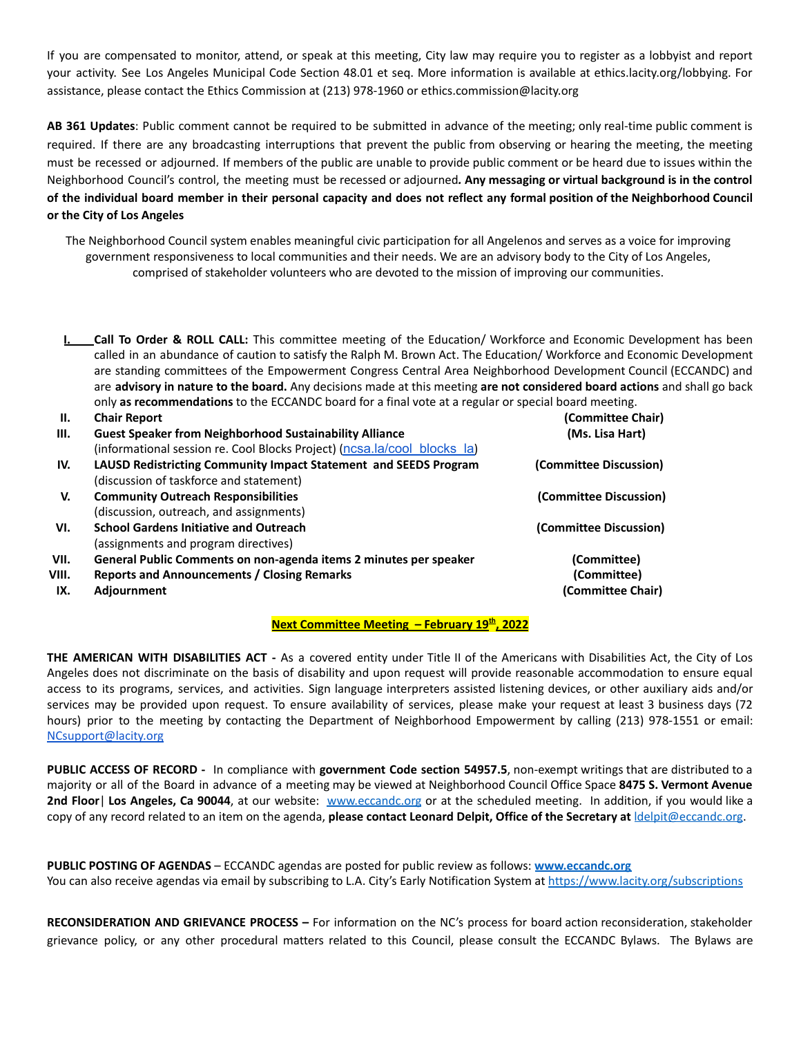If you are compensated to monitor, attend, or speak at this meeting, City law may require you to register as a lobbyist and report your activity. See Los Angeles Municipal Code Section 48.01 et seq. More information is available at ethics.lacity.org/lobbying. For assistance, please contact the Ethics Commission at (213) 978-1960 or ethics.commission@lacity.org

**AB 361 Updates**: Public comment cannot be required to be submitted in advance of the meeting; only real-time public comment is required. If there are any broadcasting interruptions that prevent the public from observing or hearing the meeting, the meeting must be recessed or adjourned. If members of the public are unable to provide public comment or be heard due to issues within the Neighborhood Council's control, the meeting must be recessed or adjourned*.* **Any messaging or virtual background is in the control of the individual board member in their personal capacity and does not reflect any formal position of the Neighborhood Council or the City of Los Angeles**

The Neighborhood Council system enables meaningful civic participation for all Angelenos and serves as a voice for improving government responsiveness to local communities and their needs. We are an advisory body to the City of Los Angeles, comprised of stakeholder volunteers who are devoted to the mission of improving our communities.

I. **Call To Order & ROLL CALL:** This committee meeting of the Education/ Workforce and Economic Development has been called in an abundance of caution to satisfy the Ralph M. Brown Act. The Education/ Workforce and Economic Development are standing committees of the Empowerment Congress Central Area Neighborhood Development Council (ECCANDC) and are **advisory in nature to the board.** Any decisions made at this meeting **are not considered board actions** and shall go back only **as recommendations** to the ECCANDC board for a final vote at a regular or special board meeting.

II. **Chair Report** — **(Committee Chair)**

III. **Guest Speaker from Neighborhood Sustainability Alliance** — **(Ms. Lisa Hart)**
(informational session re. Cool Blocks Project) (ncsa.la/cool_blocks_la)

IV. **LAUSD Redistricting Community Impact Statement and SEEDS Program** — **(Committee Discussion)**
(discussion of taskforce and statement)

V. **Community Outreach Responsibilities** — **(Committee Discussion)**
(discussion, outreach, and assignments)

VI. **School Gardens Initiative and Outreach** — **(Committee Discussion)**
(assignments and program directives)

VII. **General Public Comments on non-agenda items 2 minutes per speaker** — **(Committee)**

VIII. **Reports and Announcements / Closing Remarks** — **(Committee)**

IX. **Adjournment** — **(Committee Chair)**

**Next Committee Meeting – February 19th, 2022**

**THE AMERICAN WITH DISABILITIES ACT -** As a covered entity under Title II of the Americans with Disabilities Act, the City of Los Angeles does not discriminate on the basis of disability and upon request will provide reasonable accommodation to ensure equal access to its programs, services, and activities. Sign language interpreters assisted listening devices, or other auxiliary aids and/or services may be provided upon request. To ensure availability of services, please make your request at least 3 business days (72 hours) prior to the meeting by contacting the Department of Neighborhood Empowerment by calling (213) 978-1551 or email: NCsupport@lacity.org

**PUBLIC ACCESS OF RECORD -** In compliance with **government Code section 54957.5**, non-exempt writings that are distributed to a majority or all of the Board in advance of a meeting may be viewed at Neighborhood Council Office Space **8475 S. Vermont Avenue 2nd Floor**| **Los Angeles, Ca 90044**, at our website: www.eccandc.org or at the scheduled meeting. In addition, if you would like a copy of any record related to an item on the agenda, **please contact Leonard Delpit, Office of the Secretary at** ldelpit@eccandc.org.

**PUBLIC POSTING OF AGENDAS** – ECCANDC agendas are posted for public review as follows: **www.eccandc.org**
You can also receive agendas via email by subscribing to L.A. City's Early Notification System at https://www.lacity.org/subscriptions

**RECONSIDERATION AND GRIEVANCE PROCESS –** For information on the NC's process for board action reconsideration, stakeholder grievance policy, or any other procedural matters related to this Council, please consult the ECCANDC Bylaws. The Bylaws are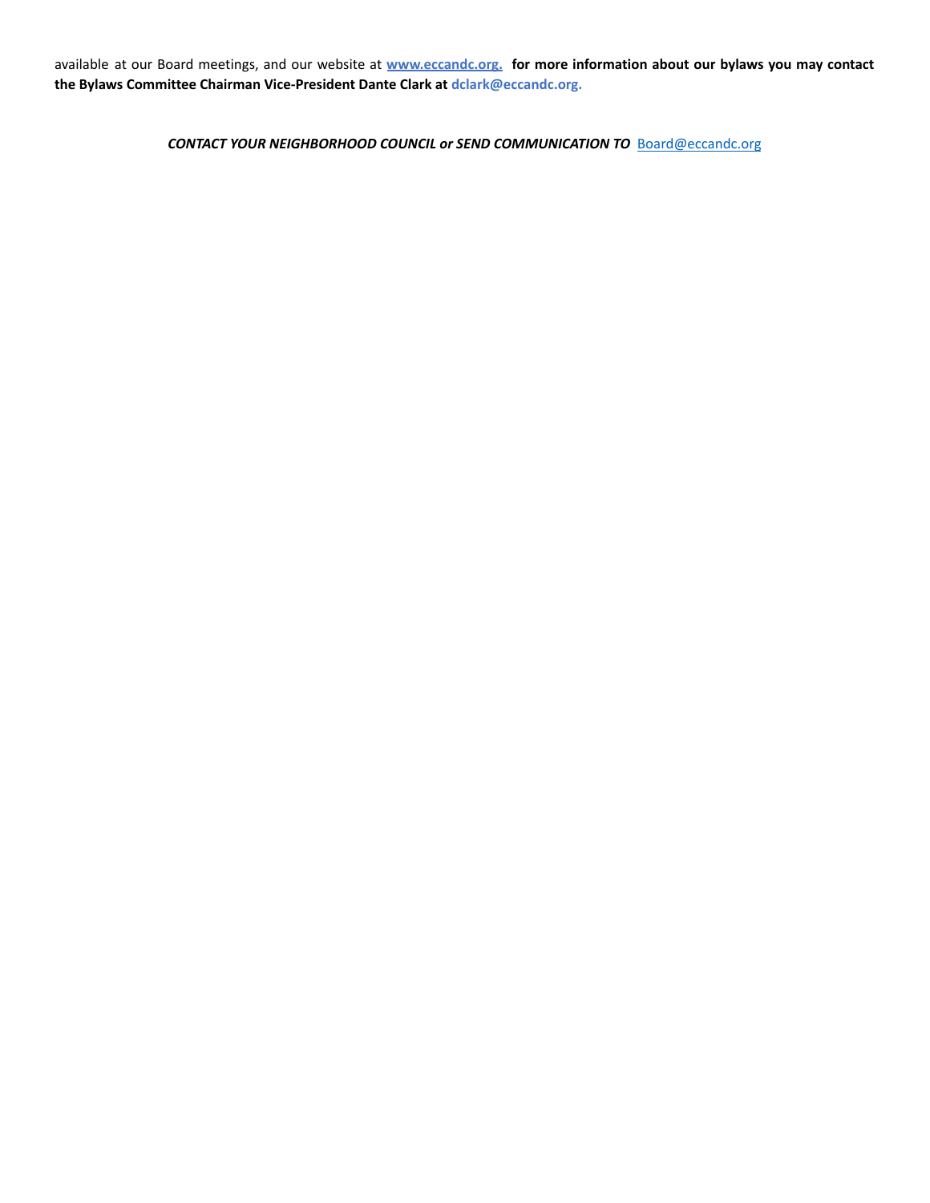available at our Board meetings, and our website at **[www.eccandc.org.](http://www.eccandc.org)** **for more information about our bylaws you may contact the Bylaws Committee Chairman Vice-President Dante Clark at dclark@eccandc.org.**

***CONTACT YOUR NEIGHBORHOOD COUNCIL or SEND COMMUNICATION TO*** [Board@eccandc.org](mailto:Board@eccandc.org)